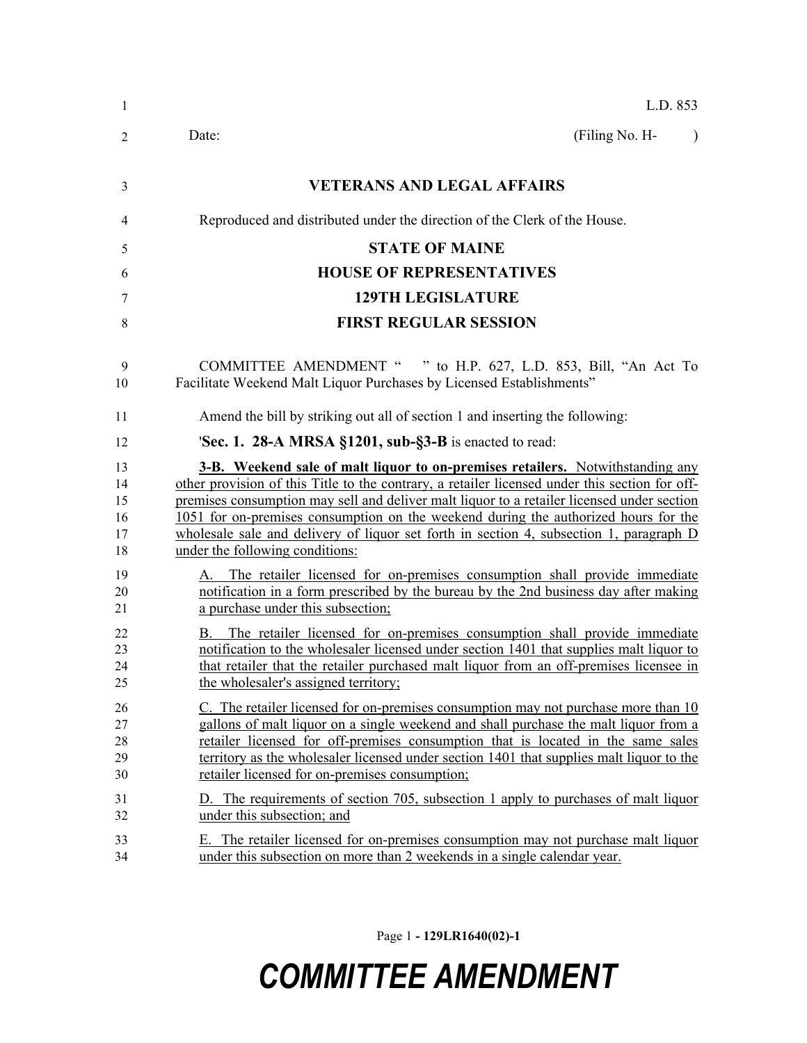L.D. 853

Date: (Filing No. H- )

**VETERANS AND LEGAL AFFAIRS**

Reproduced and distributed under the direction of the Clerk of the House.

**STATE OF MAINE**

**HOUSE OF REPRESENTATIVES**

**129TH LEGISLATURE**

**FIRST REGULAR SESSION**

COMMITTEE AMENDMENT " " to H.P. 627, L.D. 853, Bill, "An Act To Facilitate Weekend Malt Liquor Purchases by Licensed Establishments"

Amend the bill by striking out all of section 1 and inserting the following:

'**Sec. 1. 28-A MRSA §1201, sub-§3-B** is enacted to read:

**3-B. Weekend sale of malt liquor to on-premises retailers.** Notwithstanding any other provision of this Title to the contrary, a retailer licensed under this section for off-premises consumption may sell and deliver malt liquor to a retailer licensed under section 1051 for on-premises consumption on the weekend during the authorized hours for the wholesale sale and delivery of liquor set forth in section 4, subsection 1, paragraph D under the following conditions:

A. The retailer licensed for on-premises consumption shall provide immediate notification in a form prescribed by the bureau by the 2nd business day after making a purchase under this subsection;

B. The retailer licensed for on-premises consumption shall provide immediate notification to the wholesaler licensed under section 1401 that supplies malt liquor to that retailer that the retailer purchased malt liquor from an off-premises licensee in the wholesaler's assigned territory;

C. The retailer licensed for on-premises consumption may not purchase more than 10 gallons of malt liquor on a single weekend and shall purchase the malt liquor from a retailer licensed for off-premises consumption that is located in the same sales territory as the wholesaler licensed under section 1401 that supplies malt liquor to the retailer licensed for on-premises consumption;

D. The requirements of section 705, subsection 1 apply to purchases of malt liquor under this subsection; and

E. The retailer licensed for on-premises consumption may not purchase malt liquor under this subsection on more than 2 weekends in a single calendar year.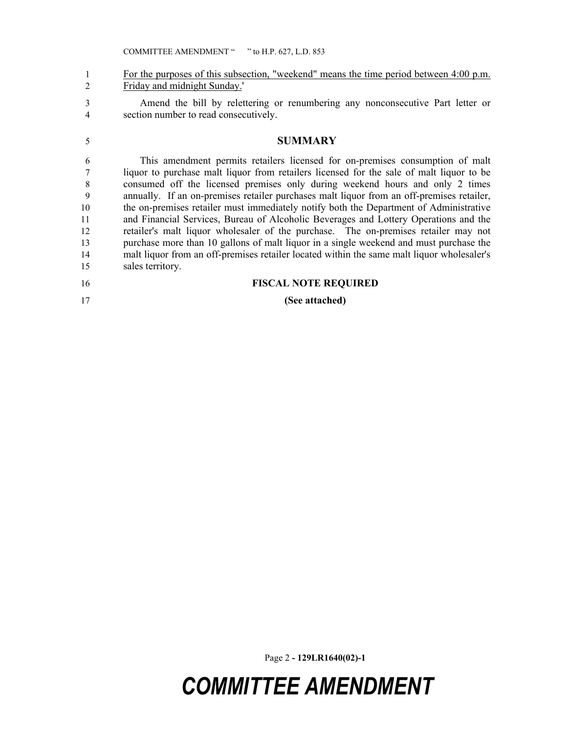For the purposes of this subsection, "weekend" means the time period between 4:00 p.m. Friday and midnight Sunday.'

Amend the bill by relettering or renumbering any nonconsecutive Part letter or section number to read consecutively.

## SUMMARY

This amendment permits retailers licensed for on-premises consumption of malt liquor to purchase malt liquor from retailers licensed for the sale of malt liquor to be consumed off the licensed premises only during weekend hours and only 2 times annually. If an on-premises retailer purchases malt liquor from an off-premises retailer, the on-premises retailer must immediately notify both the Department of Administrative and Financial Services, Bureau of Alcoholic Beverages and Lottery Operations and the retailer's malt liquor wholesaler of the purchase. The on-premises retailer may not purchase more than 10 gallons of malt liquor in a single weekend and must purchase the malt liquor from an off-premises retailer located within the same malt liquor wholesaler's sales territory.

**FISCAL NOTE REQUIRED**

**(See attached)**